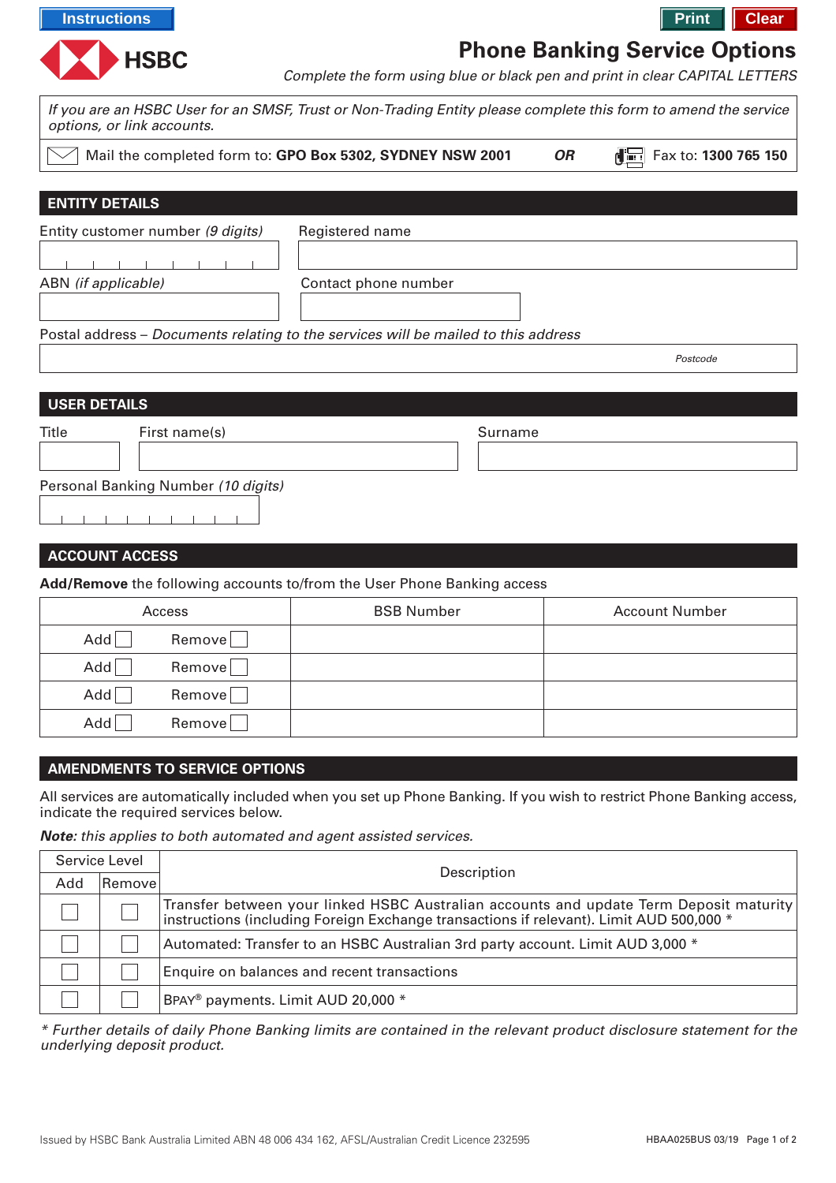Instructions | Print | Clear

HSBC

# Phone Banking Service Options

*Complete the form using blue or black pen and print in clear CAPITAL LETTERS*

*If you are an HSBC User for an SMSF, Trust or Non-Trading Entity please complete this form to amend the service options, or link accounts.*

Mail the completed form to: **GPO Box 5302, SYDNEY NSW 2001** ***OR*** Fax to: **1300 765 150**

## ENTITY DETAILS

Entity customer number *(9 digits)*

Registered name

ABN *(if applicable)*

Contact phone number

Postal address – *Documents relating to the services will be mailed to this address*

*Postcode*

## USER DETAILS

Title

First name(s)

Surname

Personal Banking Number *(10 digits)*

## ACCOUNT ACCESS

**Add/Remove** the following accounts to/from the User Phone Banking access

| Access | BSB Number | Account Number |
|---|---|---|
| Add ☐ Remove ☐ | | |
| Add ☐ Remove ☐ | | |
| Add ☐ Remove ☐ | | |
| Add ☐ Remove ☐ | | |

## AMENDMENTS TO SERVICE OPTIONS

All services are automatically included when you set up Phone Banking. If you wish to restrict Phone Banking access, indicate the required services below.

***Note:*** *this applies to both automated and agent assisted services.*

| Service Level | | Description |
|---|---|---|
| Add | Remove | |
| ☐ | ☐ | Transfer between your linked HSBC Australian accounts and update Term Deposit maturity instructions (including Foreign Exchange transactions if relevant). Limit AUD 500,000 * |
| ☐ | ☐ | Automated: Transfer to an HSBC Australian 3rd party account. Limit AUD 3,000 * |
| ☐ | ☐ | Enquire on balances and recent transactions |
| ☐ | ☐ | BPAY® payments. Limit AUD 20,000 * |

*\* Further details of daily Phone Banking limits are contained in the relevant product disclosure statement for the underlying deposit product.*

Issued by HSBC Bank Australia Limited ABN 48 006 434 162, AFSL/Australian Credit Licence 232595

HBAA025BUS 03/19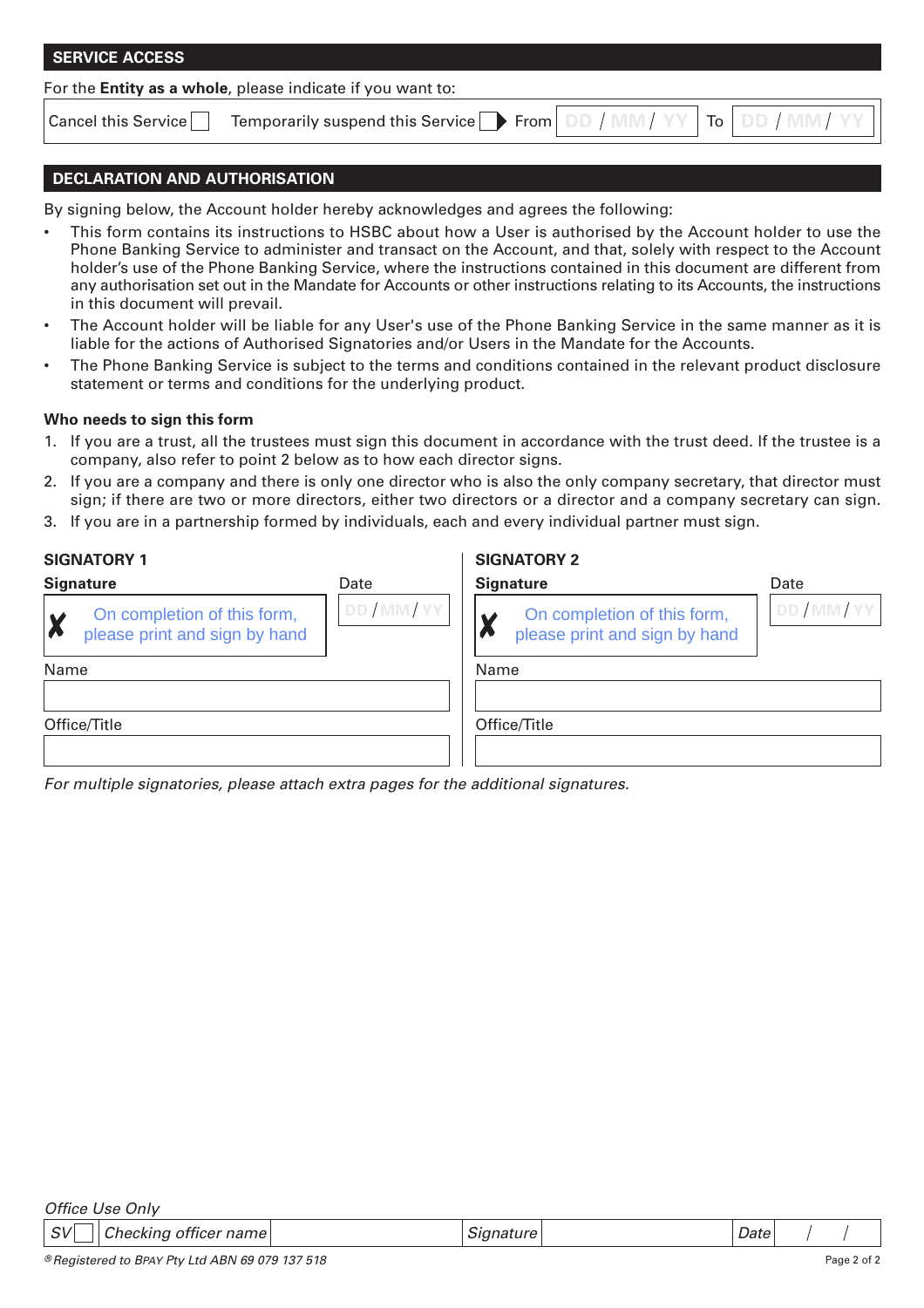## SERVICE ACCESS

For the **Entity as a whole**, please indicate if you want to:

Cancel this Service ☐ Temporarily suspend this Service ☐ From DD / MM / YY To DD / MM / YY

## DECLARATION AND AUTHORISATION

By signing below, the Account holder hereby acknowledges and agrees the following:

- This form contains its instructions to HSBC about how a User is authorised by the Account holder to use the Phone Banking Service to administer and transact on the Account, and that, solely with respect to the Account holder's use of the Phone Banking Service, where the instructions contained in this document are different from any authorisation set out in the Mandate for Accounts or other instructions relating to its Accounts, the instructions in this document will prevail.
- The Account holder will be liable for any User's use of the Phone Banking Service in the same manner as it is liable for the actions of Authorised Signatories and/or Users in the Mandate for the Accounts.
- The Phone Banking Service is subject to the terms and conditions contained in the relevant product disclosure statement or terms and conditions for the underlying product.

### Who needs to sign this form

1. If you are a trust, all the trustees must sign this document in accordance with the trust deed. If the trustee is a company, also refer to point 2 below as to how each director signs.
2. If you are a company and there is only one director who is also the only company secretary, that director must sign; if there are two or more directors, either two directors or a director and a company secretary can sign.
3. If you are in a partnership formed by individuals, each and every individual partner must sign.

**SIGNATORY 1**

**Signature**

✗ On completion of this form, please print and sign by hand

Date DD / MM / YY

Name

Office/Title

**SIGNATORY 2**

**Signature**

✗ On completion of this form, please print and sign by hand

Date DD / MM / YY

Name

Office/Title

*For multiple signatories, please attach extra pages for the additional signatures.*

*Office Use Only*

| | | | | | |
|---|---|---|---|---|---|
| *SV* ☐ | *Checking officer name* | | *Signature* | | *Date* / / |

*®Registered to BPAY Pty Ltd ABN 69 079 137 518*